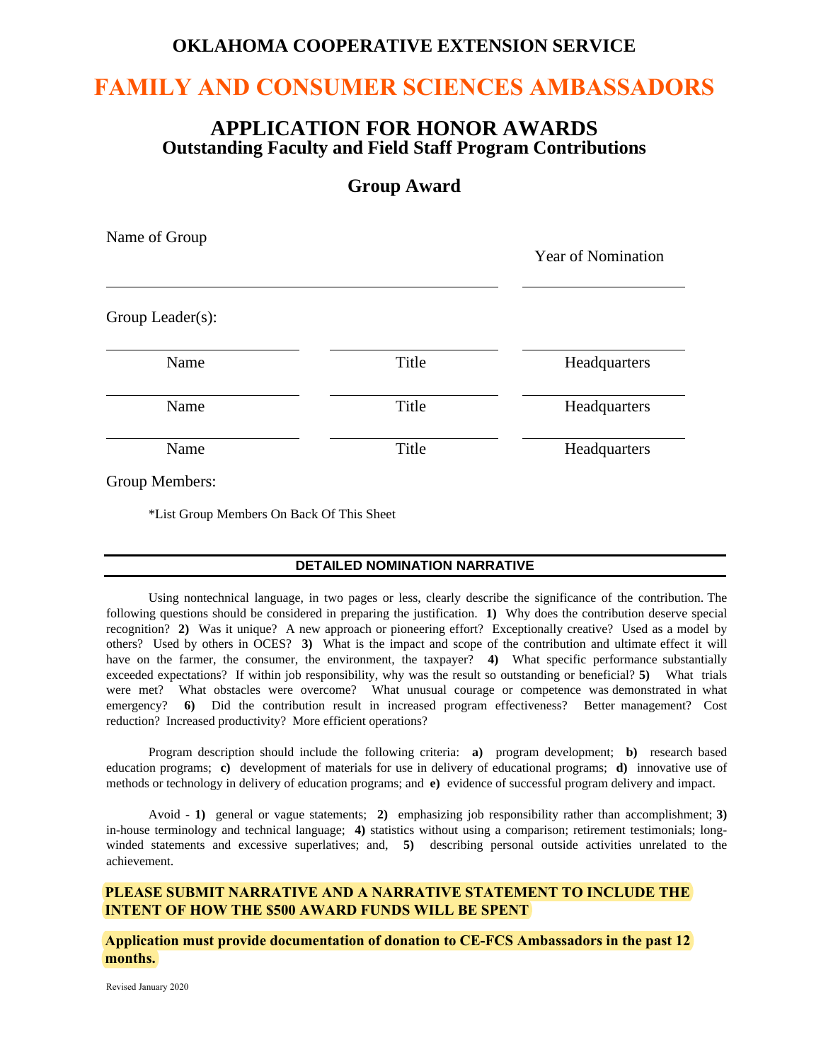# OKLAHOMA COOPERATIVE EXTENSION SERVICE

# FAMILY AND CONSUMER SCIENCES AMBASSADORS

## APPLICATION FOR HONOR AWARDS
### Outstanding Faculty and Field Staff Program Contributions

## Group Award

Name of Group ______________________________ Year of Nomination ____________

Group Leader(s):

| Name | Title | Headquarters |
|---|---|---|
| | | |
| | | |
| | | |

Group Members:

*List Group Members On Back Of This Sheet

---

**DETAILED NOMINATION NARRATIVE**

---

Using nontechnical language, in two pages or less, clearly describe the significance of the contribution. The following questions should be considered in preparing the justification. **1)** Why does the contribution deserve special recognition? **2)** Was it unique? A new approach or pioneering effort? Exceptionally creative? Used as a model by others? Used by others in OCES? **3)** What is the impact and scope of the contribution and ultimate effect it will have on the farmer, the consumer, the environment, the taxpayer? **4)** What specific performance substantially exceeded expectations? If within job responsibility, why was the result so outstanding or beneficial? **5)** What trials were met? What obstacles were overcome? What unusual courage or competence was demonstrated in what emergency? **6)** Did the contribution result in increased program effectiveness? Better management? Cost reduction? Increased productivity? More efficient operations?

Program description should include the following criteria: **a)** program development; **b)** research based education programs; **c)** development of materials for use in delivery of educational programs; **d)** innovative use of methods or technology in delivery of education programs; and **e)** evidence of successful program delivery and impact.

Avoid - **1)** general or vague statements; **2)** emphasizing job responsibility rather than accomplishment; **3)** in-house terminology and technical language; **4)** statistics without using a comparison; retirement testimonials; long-winded statements and excessive superlatives; and, **5)** describing personal outside activities unrelated to the achievement.

**PLEASE SUBMIT NARRATIVE AND A NARRATIVE STATEMENT TO INCLUDE THE INTENT OF HOW THE $500 AWARD FUNDS WILL BE SPENT**

**Application must provide documentation of donation to CE-FCS Ambassadors in the past 12 months.**

Revised January 2020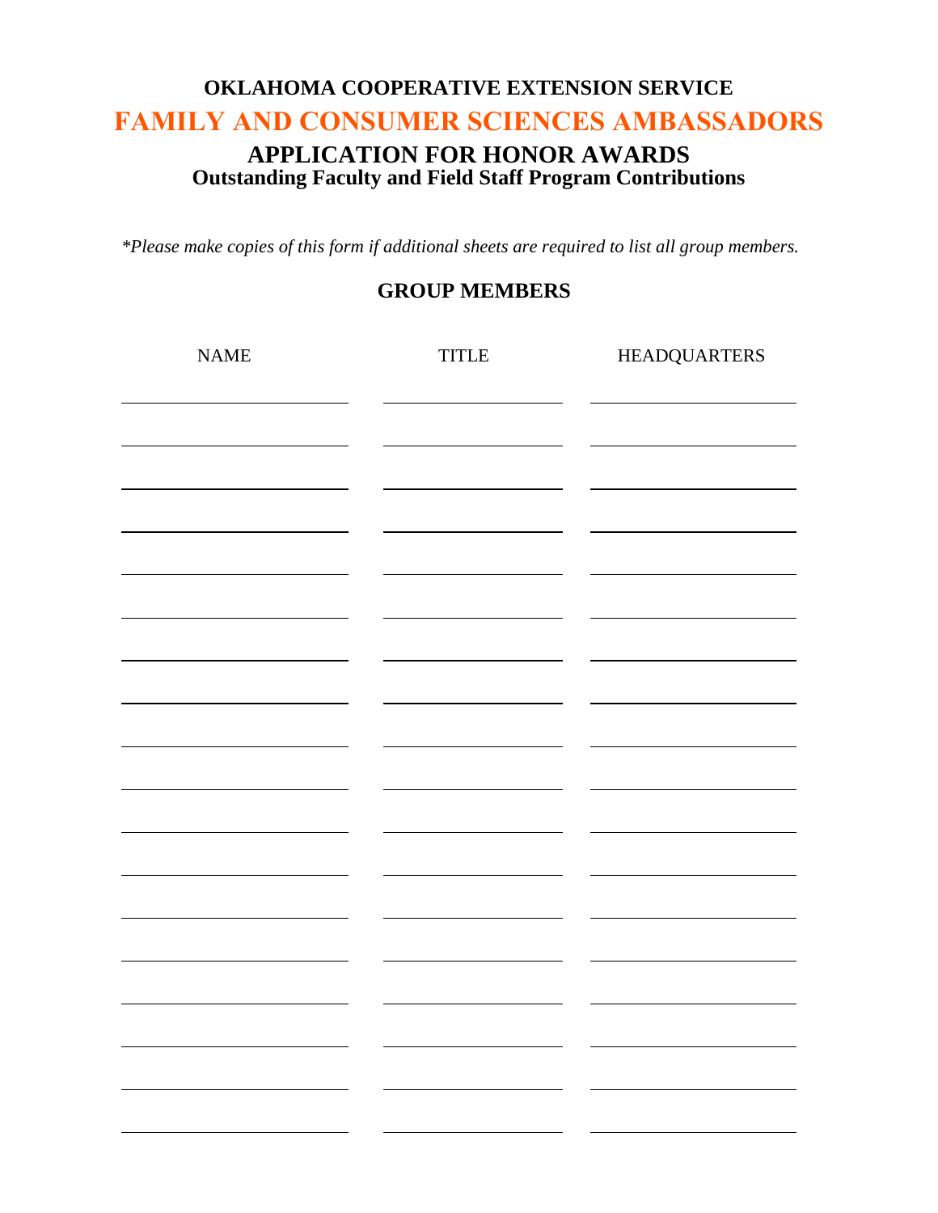# OKLAHOMA COOPERATIVE EXTENSION SERVICE

# FAMILY AND CONSUMER SCIENCES AMBASSADORS

## APPLICATION FOR HONOR AWARDS

### Outstanding Faculty and Field Staff Program Contributions

*\*Please make copies of this form if additional sheets are required to list all group members.*

### GROUP MEMBERS

| NAME | TITLE | HEADQUARTERS |
|---|---|---|
| | | |
| | | |
| | | |
| | | |
| | | |
| | | |
| | | |
| | | |
| | | |
| | | |
| | | |
| | | |
| | | |
| | | |
| | | |
| | | |
| | | |
| | | |